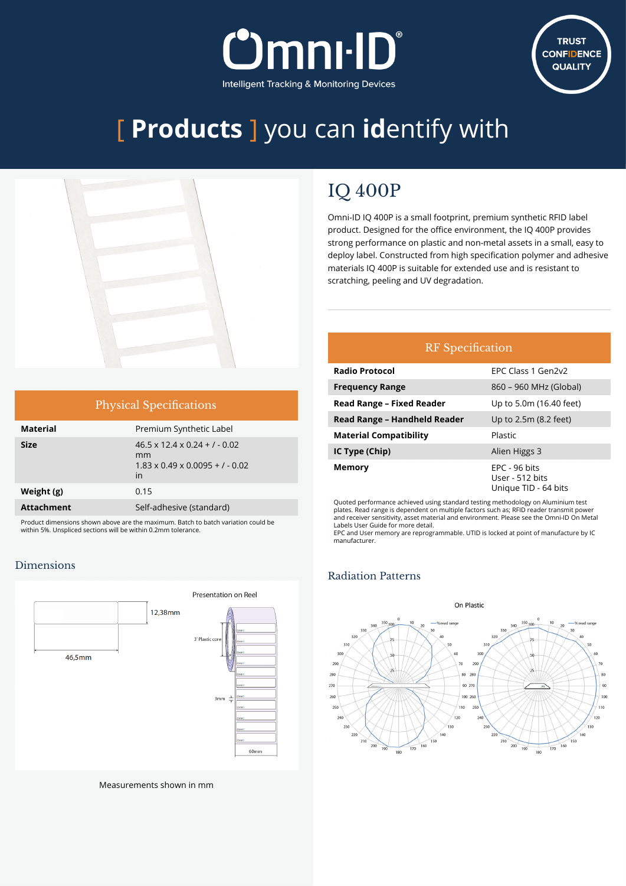# [ Products ] you can identify with

## IQ 400P

Omni-ID IQ 400P is a small footprint, premium synthetic RFID label product. Designed for the office environment, the IQ 400P provides strong performance on plastic and non-metal assets in a small, easy to deploy label. Constructed from high specification polymer and adhesive materials IQ 400P is suitable for extended use and is resistant to scratching, peeling and UV degradation.

### Physical Specifications

| | |
|---|---|
| **Material** | Premium Synthetic Label |
| **Size** | 46.5 x 12.4 x 0.24 + / - 0.02 mm<br>1.83 x 0.49 x 0.0095 + / - 0.02 in |
| **Weight (g)** | 0.15 |
| **Attachment** | Self-adhesive (standard) |

Product dimensions shown above are the maximum. Batch to batch variation could be within 5%. Unspliced sections will be within 0.2mm tolerance.

### RF Specification

| | |
|---|---|
| **Radio Protocol** | EPC Class 1 Gen2v2 |
| **Frequency Range** | 860 – 960 MHz (Global) |
| **Read Range – Fixed Reader** | Up to 5.0m (16.40 feet) |
| **Read Range – Handheld Reader** | Up to 2.5m (8.2 feet) |
| **Material Compatibility** | Plastic |
| **IC Type (Chip)** | Alien Higgs 3 |
| **Memory** | EPC - 96 bits<br>User - 512 bits<br>Unique TID - 64 bits |

Quoted performance achieved using standard testing methodology on Aluminium test plates. Read range is dependent on multiple factors such as; RFID reader transmit power and receiver sensitivity, asset material and environment. Please see the Omni-ID On Metal Labels User Guide for more detail.
EPC and User memory are reprogrammable. UTID is locked at point of manufacture by IC manufacturer.

### Dimensions

12,38mm

46,5mm

Presentation on Reel

3" Plastic core

3mm

60mm

Measurements shown in mm

### Radiation Patterns

On Plastic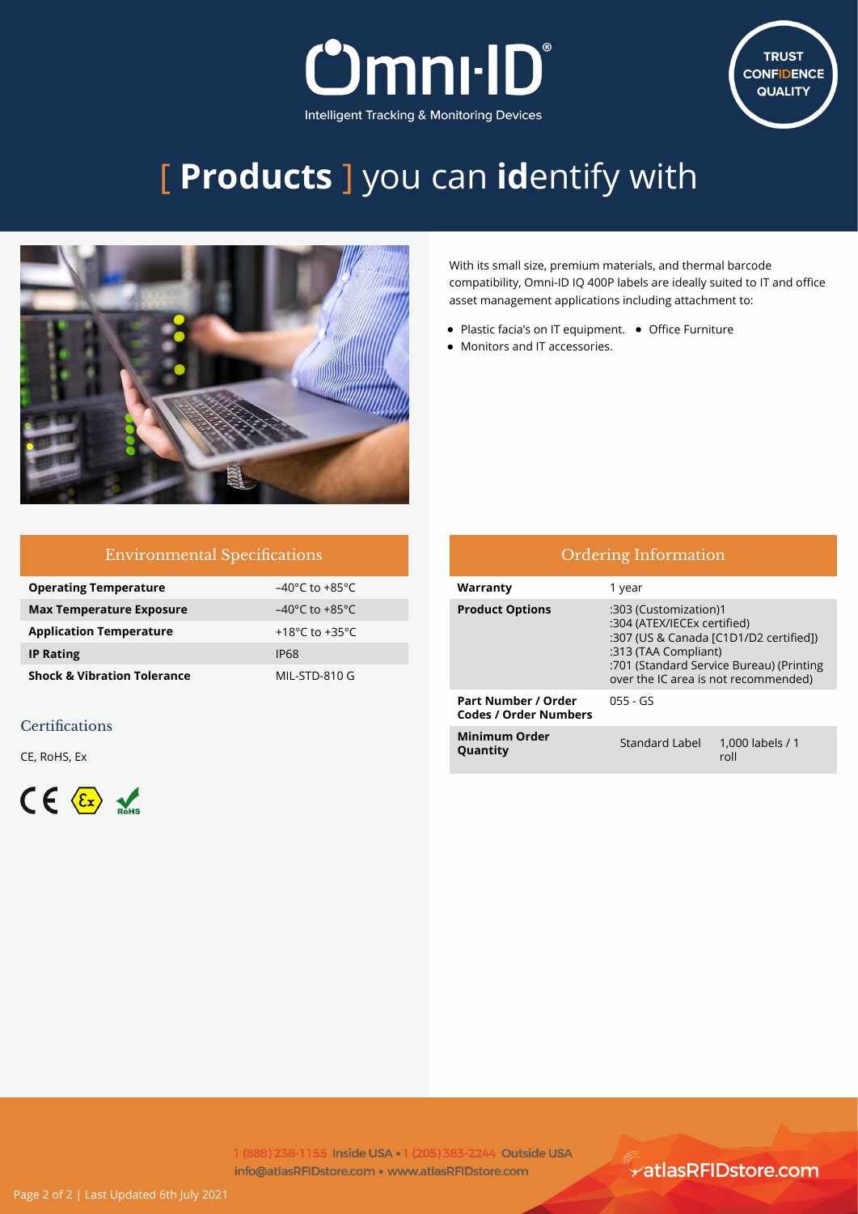# [ **Products** ] you can **id**entify with

With its small size, premium materials, and thermal barcode compatibility, Omni-ID IQ 400P labels are ideally suited to IT and office asset management applications including attachment to:

- Plastic facia's on IT equipment.
- Office Furniture
- Monitors and IT accessories.

## Environmental Specifications

| | |
|---|---|
| **Operating Temperature** | –40°C to +85°C |
| **Max Temperature Exposure** | –40°C to +85°C |
| **Application Temperature** | +18°C to +35°C |
| **IP Rating** | IP68 |
| **Shock & Vibration Tolerance** | MIL-STD-810 G |

### Certifications

CE, RoHS, Ex

## Ordering Information

| | | |
|---|---|---|
| **Warranty** | 1 year | |
| **Product Options** | :303 (Customization)1<br>:304 (ATEX/IECEx certified)<br>:307 (US & Canada [C1D1/D2 certified])<br>:313 (TAA Compliant)<br>:701 (Standard Service Bureau) (Printing over the IC area is not recommended) | |
| **Part Number / Order Codes / Order Numbers** | 055 - GS | |
| **Minimum Order Quantity** | Standard Label | 1,000 labels / 1 roll |

1 (888) 238-1155 Inside USA • 1 (205) 383-2244 Outside USA
info@atlasRFIDstore.com • www.atlasRFIDstore.com

atlasRFIDstore.com

Last Updated 6th July 2021